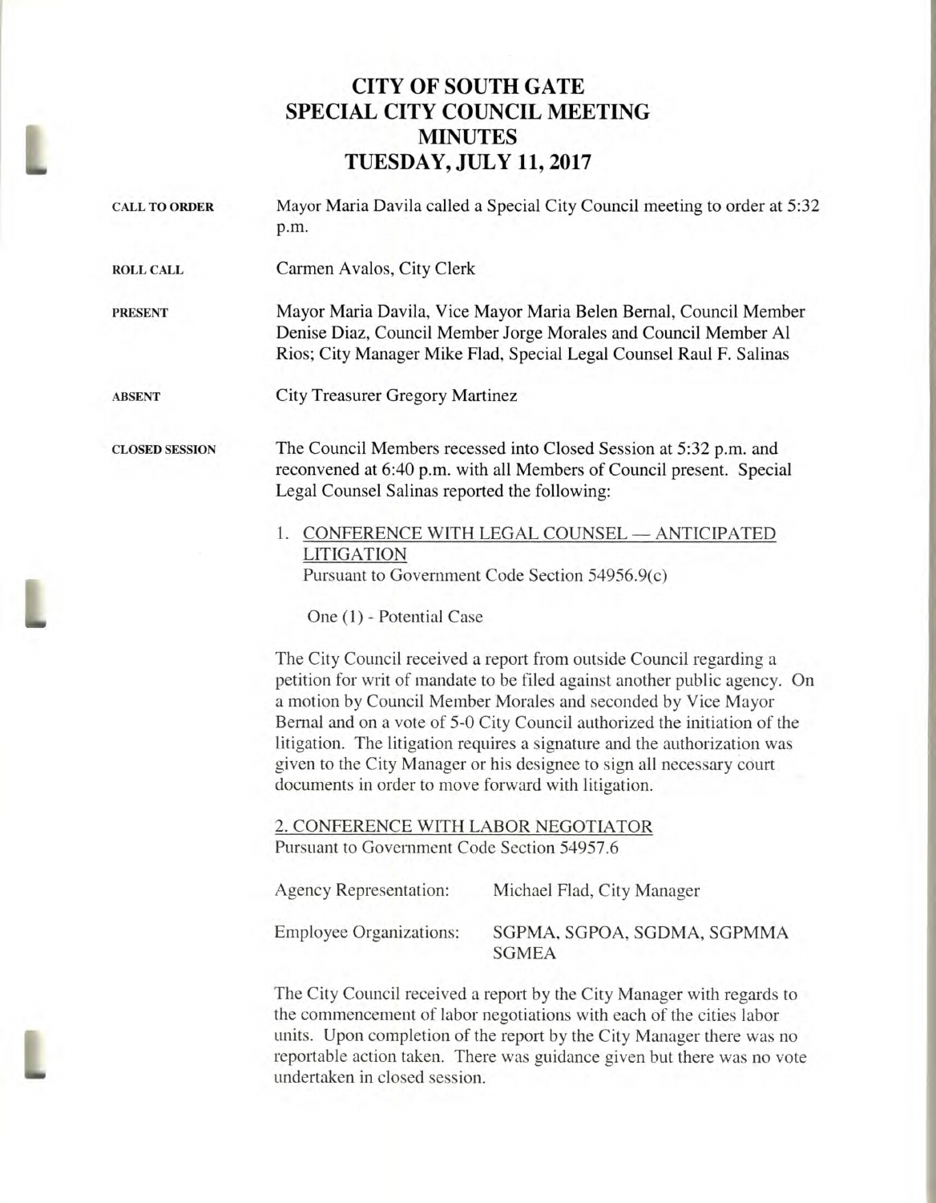# CITY OF SOUTH GATE
# SPECIAL CITY COUNCIL MEETING
# MINUTES
# TUESDAY, JULY 11, 2017

**CALL TO ORDER**

Mayor Maria Davila called a Special City Council meeting to order at 5:32 p.m.

**ROLL CALL**

Carmen Avalos, City Clerk

**PRESENT**

Mayor Maria Davila, Vice Mayor Maria Belen Bernal, Council Member Denise Diaz, Council Member Jorge Morales and Council Member Al Rios; City Manager Mike Flad, Special Legal Counsel Raul F. Salinas

**ABSENT**

City Treasurer Gregory Martinez

**CLOSED SESSION**

The Council Members recessed into Closed Session at 5:32 p.m. and reconvened at 6:40 p.m. with all Members of Council present. Special Legal Counsel Salinas reported the following:

1. CONFERENCE WITH LEGAL COUNSEL — ANTICIPATED LITIGATION
   Pursuant to Government Code Section 54956.9(c)

   One (1) - Potential Case

The City Council received a report from outside Council regarding a petition for writ of mandate to be filed against another public agency. On a motion by Council Member Morales and seconded by Vice Mayor Bernal and on a vote of 5-0 City Council authorized the initiation of the litigation. The litigation requires a signature and the authorization was given to the City Manager or his designee to sign all necessary court documents in order to move forward with litigation.

2. CONFERENCE WITH LABOR NEGOTIATOR
Pursuant to Government Code Section 54957.6

Agency Representation: Michael Flad, City Manager

Employee Organizations: SGPMA, SGPOA, SGDMA, SGPMMA SGMEA

The City Council received a report by the City Manager with regards to the commencement of labor negotiations with each of the cities labor units. Upon completion of the report by the City Manager there was no reportable action taken. There was guidance given but there was no vote undertaken in closed session.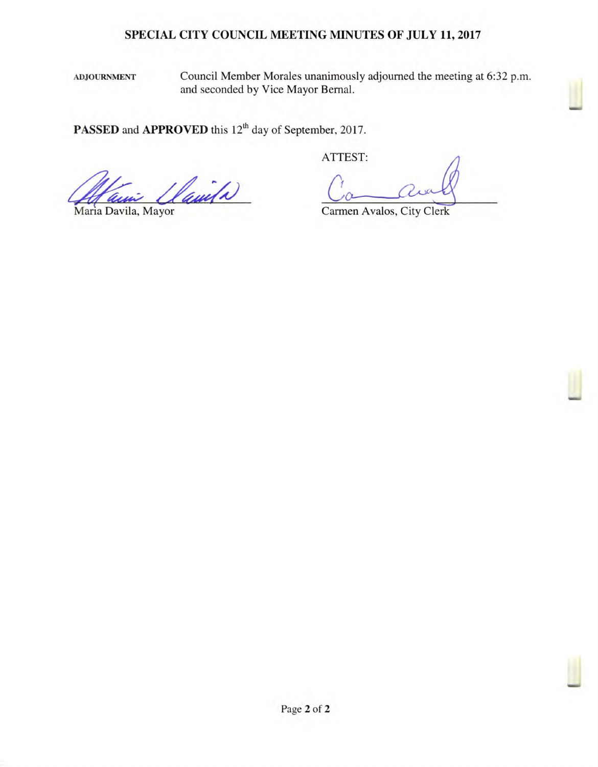SPECIAL CITY COUNCIL MEETING MINUTES OF JULY 11, 2017

**ADJOURNMENT** Council Member Morales unanimously adjourned the meeting at 6:32 p.m. and seconded by Vice Mayor Bernal.

**PASSED** and **APPROVED** this 12th day of September, 2017.

Maria Davila, Mayor

ATTEST:

Carmen Avalos, City Clerk